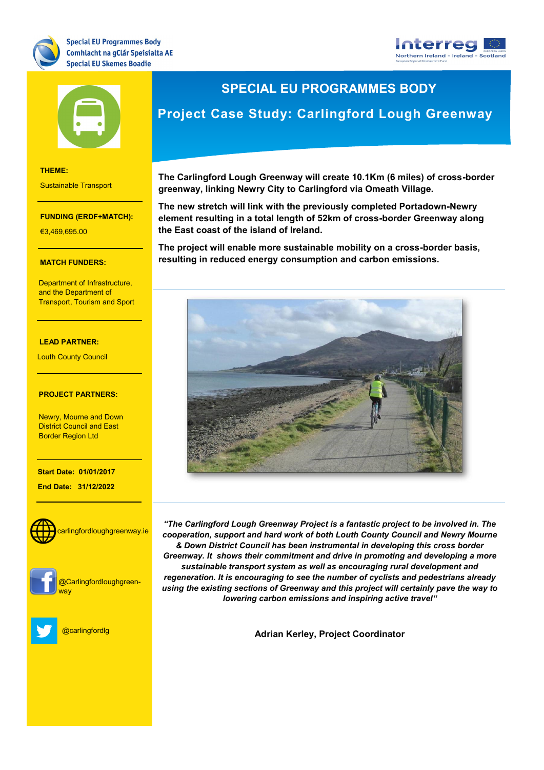Special EU Programmes Body
Comhlacht na gClár Speisialta AE
Special EU Skemes Boadie

# SPECIAL EU PROGRAMMES BODY

## Project Case Study: Carlingford Lough Greenway

**The Carlingford Lough Greenway will create 10.1Km (6 miles) of cross-border greenway, linking Newry City to Carlingford via Omeath Village.**

**The new stretch will link with the previously completed Portadown-Newry element resulting in a total length of 52km of cross-border Greenway along the East coast of the island of Ireland.**

**The project will enable more sustainable mobility on a cross-border basis, resulting in reduced energy consumption and carbon emissions.**

***"The Carlingford Lough Greenway Project is a fantastic project to be involved in. The cooperation, support and hard work of both Louth County Council and Newry Mourne & Down District Council has been instrumental in developing this cross border Greenway. It shows their commitment and drive in promoting and developing a more sustainable transport system as well as encouraging rural development and regeneration. It is encouraging to see the number of cyclists and pedestrians already using the existing sections of Greenway and this project will certainly pave the way to lowering carbon emissions and inspiring active travel"***

**Adrian Kerley, Project Coordinator**

**THEME:**

Sustainable Transport

**FUNDING (ERDF+MATCH):**

€3,469,695.00

**MATCH FUNDERS:**

Department of Infrastructure, and the Department of Transport, Tourism and Sport

**LEAD PARTNER:**

Louth County Council

**PROJECT PARTNERS:**

Newry, Mourne and Down District Council and East Border Region Ltd

**Start Date: 01/01/2017**

**End Date: 31/12/2022**

carlingfordloughgreenway.ie

@Carlingfordloughgreenway

@carlingfordlg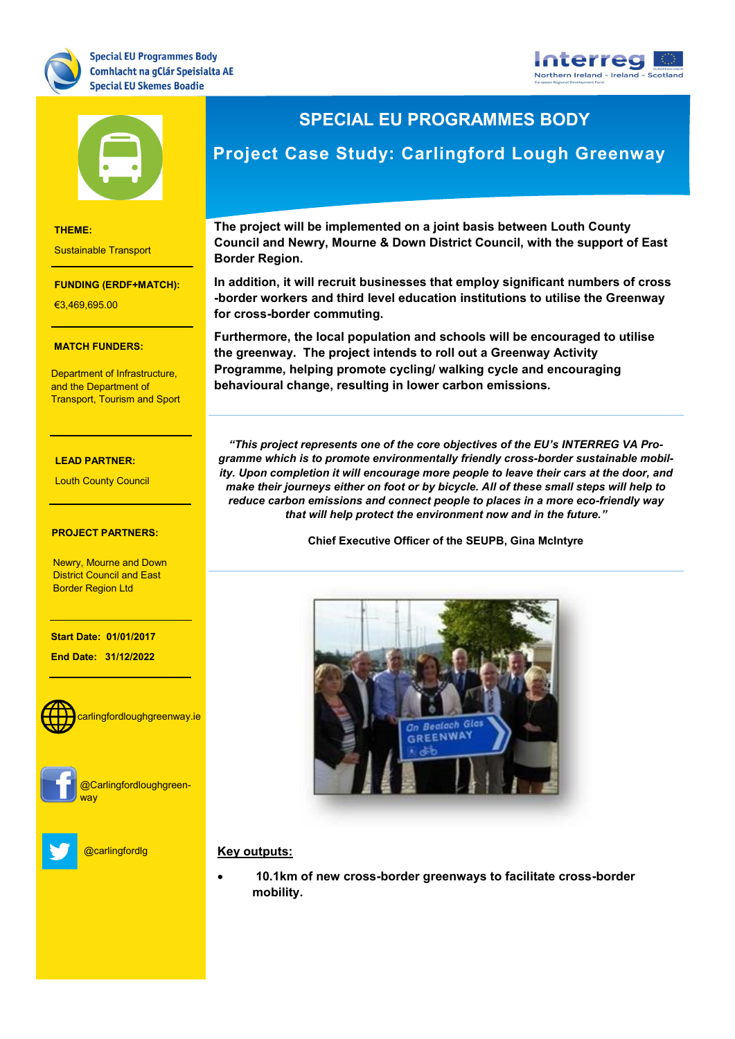Special EU Programmes Body
Comhlacht na gClár Speisialta AE
Special EU Skemes Boadie

# SPECIAL EU PROGRAMMES BODY

## Project Case Study: Carlingford Lough Greenway

**THEME:**

Sustainable Transport

**FUNDING (ERDF+MATCH):**

€3,469,695.00

**MATCH FUNDERS:**

Department of Infrastructure, and the Department of Transport, Tourism and Sport

**LEAD PARTNER:**

Louth County Council

**PROJECT PARTNERS:**

Newry, Mourne and Down District Council and East Border Region Ltd

**Start Date:** 01/01/2017

**End Date:** 31/12/2022

carlingfordloughgreenway.ie

@Carlingfordloughgreenway

@carlingfordlg

**The project will be implemented on a joint basis between Louth County Council and Newry, Mourne & Down District Council, with the support of East Border Region.**

**In addition, it will recruit businesses that employ significant numbers of cross-border workers and third level education institutions to utilise the Greenway for cross-border commuting.**

**Furthermore, the local population and schools will be encouraged to utilise the greenway. The project intends to roll out a Greenway Activity Programme, helping promote cycling/ walking cycle and encouraging behavioural change, resulting in lower carbon emissions.**

***"This project represents one of the core objectives of the EU's INTERREG VA Programme which is to promote environmentally friendly cross-border sustainable mobility. Upon completion it will encourage more people to leave their cars at the door, and make their journeys either on foot or by bicycle. All of these small steps will help to reduce carbon emissions and connect people to places in a more eco-friendly way that will help protect the environment now and in the future."***

**Chief Executive Officer of the SEUPB, Gina McIntyre**

**Key outputs:**

- **10.1km of new cross-border greenways to facilitate cross-border mobility.**